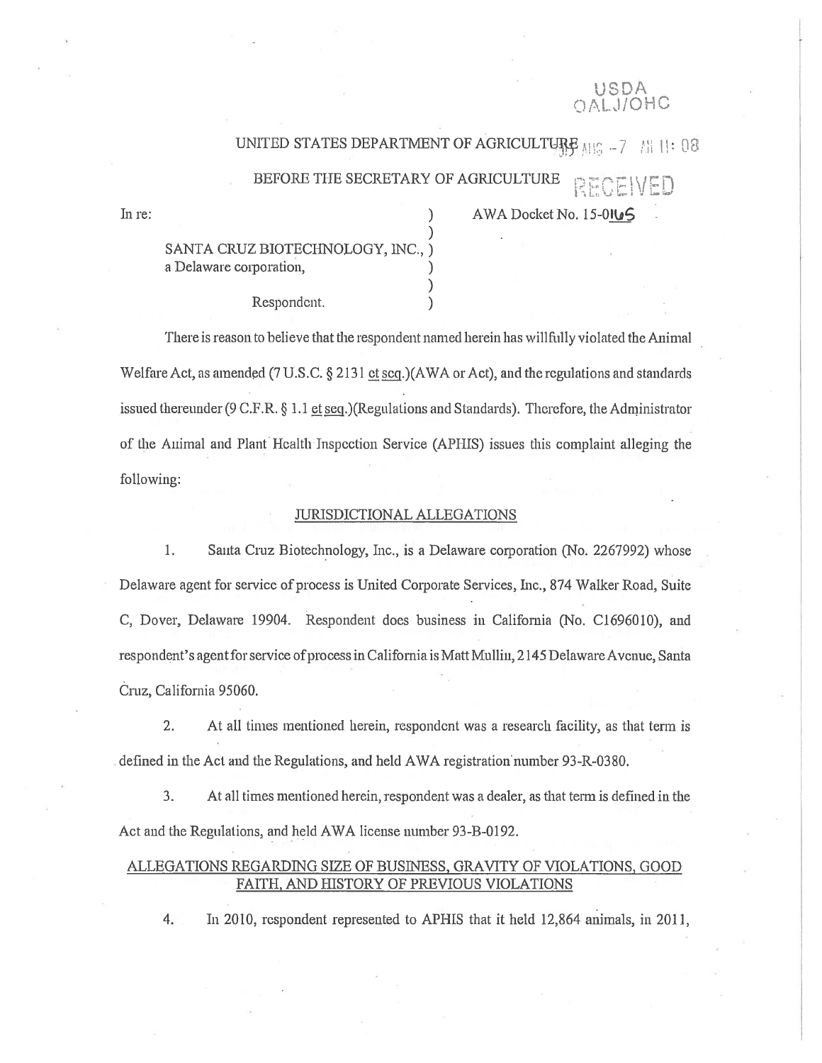USDA
OALJ/OHC

UNITED STATES DEPARTMENT OF AGRICULTURE 2015 AUG -7 AM 11: 08

BEFORE THE SECRETARY OF AGRICULTURE RECEIVED

| | | |
|---|---|---|
| In re: | ) | AWA Docket No. 15-0165 |
| | ) | |
| SANTA CRUZ BIOTECHNOLOGY, INC., | ) | |
| a Delaware corporation, | ) | |
| | ) | |
| Respondent. | ) | |

There is reason to believe that the respondent named herein has willfully violated the Animal Welfare Act, as amended (7 U.S.C. § 2131 et seq.)(AWA or Act), and the regulations and standards issued thereunder (9 C.F.R. § 1.1 et seq.)(Regulations and Standards). Therefore, the Administrator of the Animal and Plant Health Inspection Service (APHIS) issues this complaint alleging the following:

## JURISDICTIONAL ALLEGATIONS

1. Santa Cruz Biotechnology, Inc., is a Delaware corporation (No. 2267992) whose Delaware agent for service of process is United Corporate Services, Inc., 874 Walker Road, Suite C, Dover, Delaware 19904. Respondent does business in California (No. C1696010), and respondent's agent for service of process in California is Matt Mullin, 2145 Delaware Avenue, Santa Cruz, California 95060.

2. At all times mentioned herein, respondent was a research facility, as that term is defined in the Act and the Regulations, and held AWA registration number 93-R-0380.

3. At all times mentioned herein, respondent was a dealer, as that term is defined in the Act and the Regulations, and held AWA license number 93-B-0192.

## ALLEGATIONS REGARDING SIZE OF BUSINESS, GRAVITY OF VIOLATIONS, GOOD FAITH, AND HISTORY OF PREVIOUS VIOLATIONS

4. In 2010, respondent represented to APHIS that it held 12,864 animals, in 2011,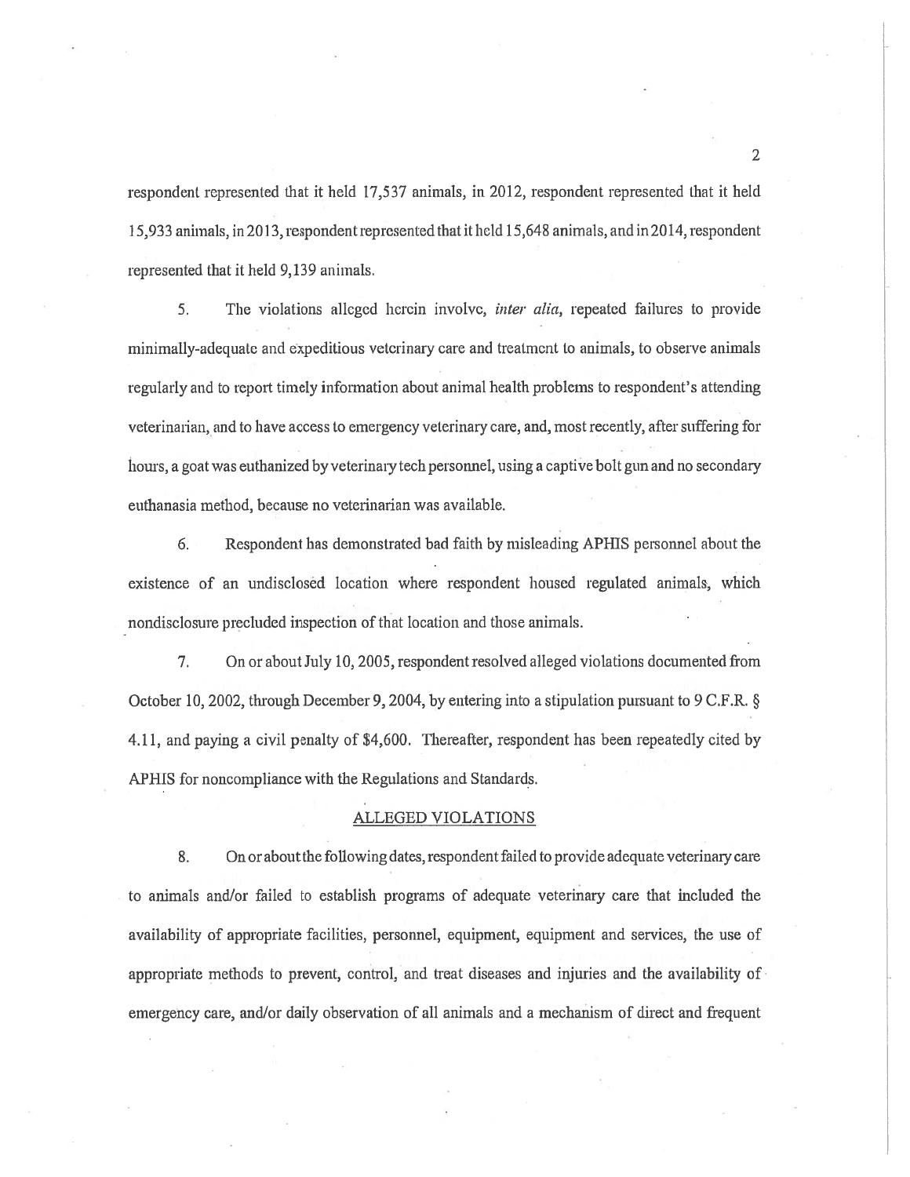respondent represented that it held 17,537 animals, in 2012, respondent represented that it held 15,933 animals, in 2013, respondent represented that it held 15,648 animals, and in 2014, respondent represented that it held 9,139 animals.

5. The violations alleged herein involve, *inter alia*, repeated failures to provide minimally-adequate and expeditious veterinary care and treatment to animals, to observe animals regularly and to report timely information about animal health problems to respondent's attending veterinarian, and to have access to emergency veterinary care, and, most recently, after suffering for hours, a goat was euthanized by veterinary tech personnel, using a captive bolt gun and no secondary euthanasia method, because no veterinarian was available.

6. Respondent has demonstrated bad faith by misleading APHIS personnel about the existence of an undisclosed location where respondent housed regulated animals, which nondisclosure precluded inspection of that location and those animals.

7. On or about July 10, 2005, respondent resolved alleged violations documented from October 10, 2002, through December 9, 2004, by entering into a stipulation pursuant to 9 C.F.R. § 4.11, and paying a civil penalty of $4,600. Thereafter, respondent has been repeatedly cited by APHIS for noncompliance with the Regulations and Standards.

## ALLEGED VIOLATIONS

8. On or about the following dates, respondent failed to provide adequate veterinary care to animals and/or failed to establish programs of adequate veterinary care that included the availability of appropriate facilities, personnel, equipment, equipment and services, the use of appropriate methods to prevent, control, and treat diseases and injuries and the availability of emergency care, and/or daily observation of all animals and a mechanism of direct and frequent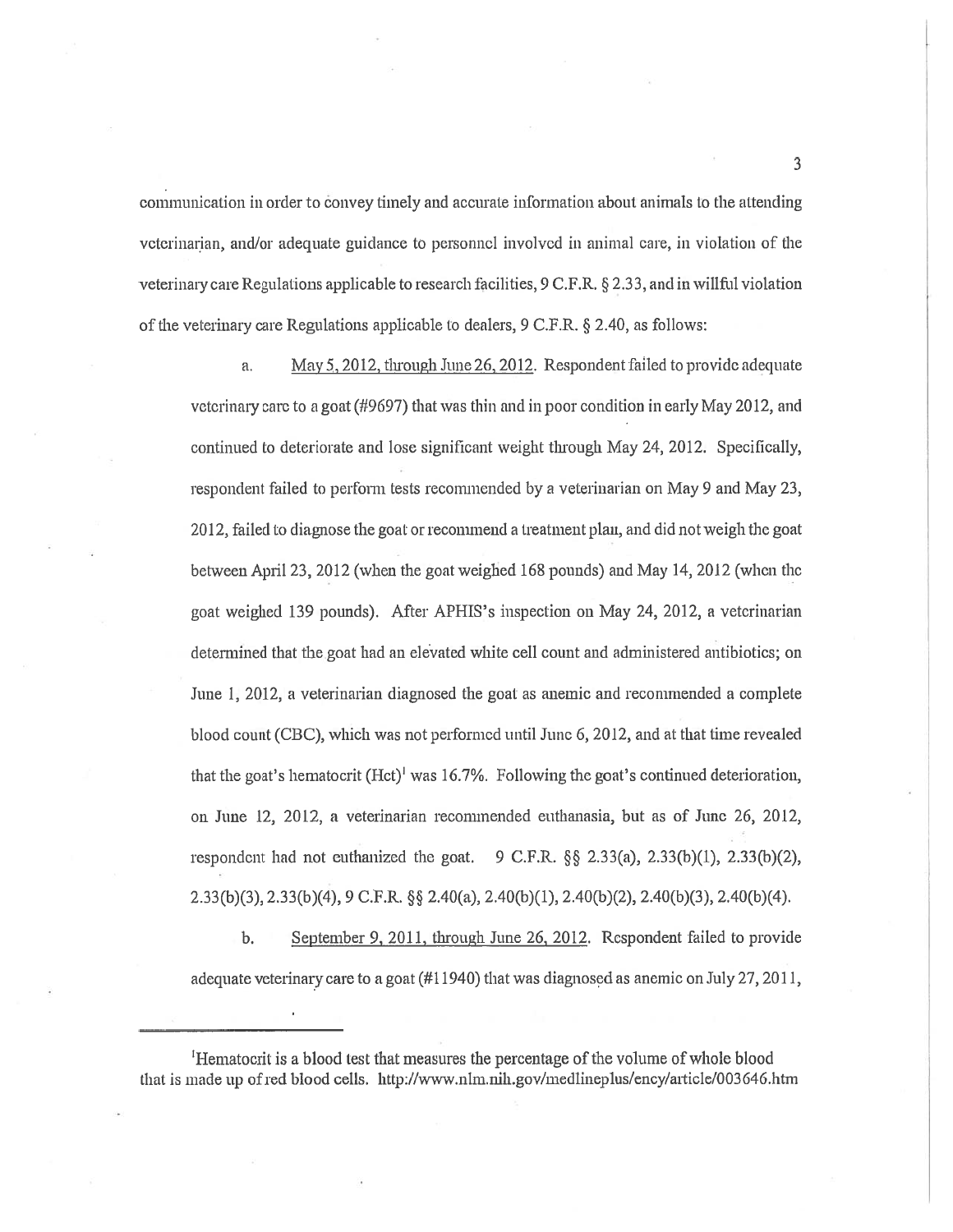communication in order to convey timely and accurate information about animals to the attending veterinarian, and/or adequate guidance to personnel involved in animal care, in violation of the veterinary care Regulations applicable to research facilities, 9 C.F.R. § 2.33, and in willful violation of the veterinary care Regulations applicable to dealers, 9 C.F.R. § 2.40, as follows:

a. May 5, 2012, through June 26, 2012. Respondent failed to provide adequate veterinary care to a goat (#9697) that was thin and in poor condition in early May 2012, and continued to deteriorate and lose significant weight through May 24, 2012. Specifically, respondent failed to perform tests recommended by a veterinarian on May 9 and May 23, 2012, failed to diagnose the goat or recommend a treatment plan, and did not weigh the goat between April 23, 2012 (when the goat weighed 168 pounds) and May 14, 2012 (when the goat weighed 139 pounds). After APHIS's inspection on May 24, 2012, a veterinarian determined that the goat had an elevated white cell count and administered antibiotics; on June 1, 2012, a veterinarian diagnosed the goat as anemic and recommended a complete blood count (CBC), which was not performed until June 6, 2012, and at that time revealed that the goat's hematocrit (Hct)[1] was 16.7%. Following the goat's continued deterioration, on June 12, 2012, a veterinarian recommended euthanasia, but as of June 26, 2012, respondent had not euthanized the goat. 9 C.F.R. §§ 2.33(a), 2.33(b)(1), 2.33(b)(2), 2.33(b)(3), 2.33(b)(4), 9 C.F.R. §§ 2.40(a), 2.40(b)(1), 2.40(b)(2), 2.40(b)(3), 2.40(b)(4).

b. September 9, 2011, through June 26, 2012. Respondent failed to provide adequate veterinary care to a goat (#11940) that was diagnosed as anemic on July 27, 2011,

---

[1] Hematocrit is a blood test that measures the percentage of the volume of whole blood that is made up of red blood cells. http://www.nlm.nih.gov/medlineplus/ency/article/003646.htm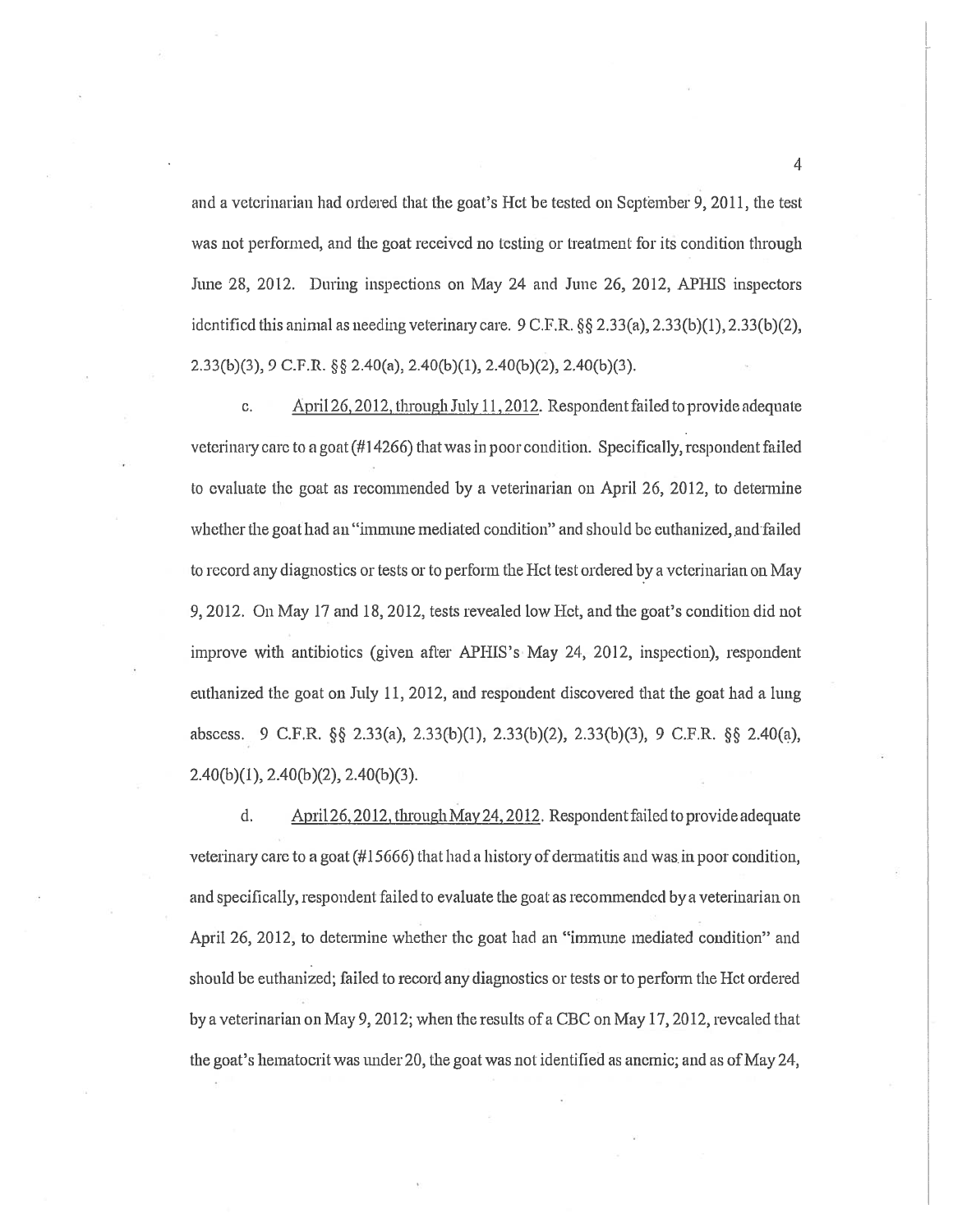and a veterinarian had ordered that the goat's Hct be tested on September 9, 2011, the test was not performed, and the goat received no testing or treatment for its condition through June 28, 2012. During inspections on May 24 and June 26, 2012, APHIS inspectors identified this animal as needing veterinary care. 9 C.F.R. §§ 2.33(a), 2.33(b)(1), 2.33(b)(2), 2.33(b)(3), 9 C.F.R. §§ 2.40(a), 2.40(b)(1), 2.40(b)(2), 2.40(b)(3).

c. <u>April 26, 2012, through July 11, 2012</u>. Respondent failed to provide adequate veterinary care to a goat (#14266) that was in poor condition. Specifically, respondent failed to evaluate the goat as recommended by a veterinarian on April 26, 2012, to determine whether the goat had an "immune mediated condition" and should be euthanized, and failed to record any diagnostics or tests or to perform the Hct test ordered by a veterinarian on May 9, 2012. On May 17 and 18, 2012, tests revealed low Hct, and the goat's condition did not improve with antibiotics (given after APHIS's May 24, 2012, inspection), respondent euthanized the goat on July 11, 2012, and respondent discovered that the goat had a lung abscess. 9 C.F.R. §§ 2.33(a), 2.33(b)(1), 2.33(b)(2), 2.33(b)(3), 9 C.F.R. §§ 2.40(a), 2.40(b)(1), 2.40(b)(2), 2.40(b)(3).

d. <u>April 26, 2012, through May 24, 2012</u>. Respondent failed to provide adequate veterinary care to a goat (#15666) that had a history of dermatitis and was in poor condition, and specifically, respondent failed to evaluate the goat as recommended by a veterinarian on April 26, 2012, to determine whether the goat had an "immune mediated condition" and should be euthanized; failed to record any diagnostics or tests or to perform the Hct ordered by a veterinarian on May 9, 2012; when the results of a CBC on May 17, 2012, revealed that the goat's hematocrit was under 20, the goat was not identified as anemic; and as of May 24,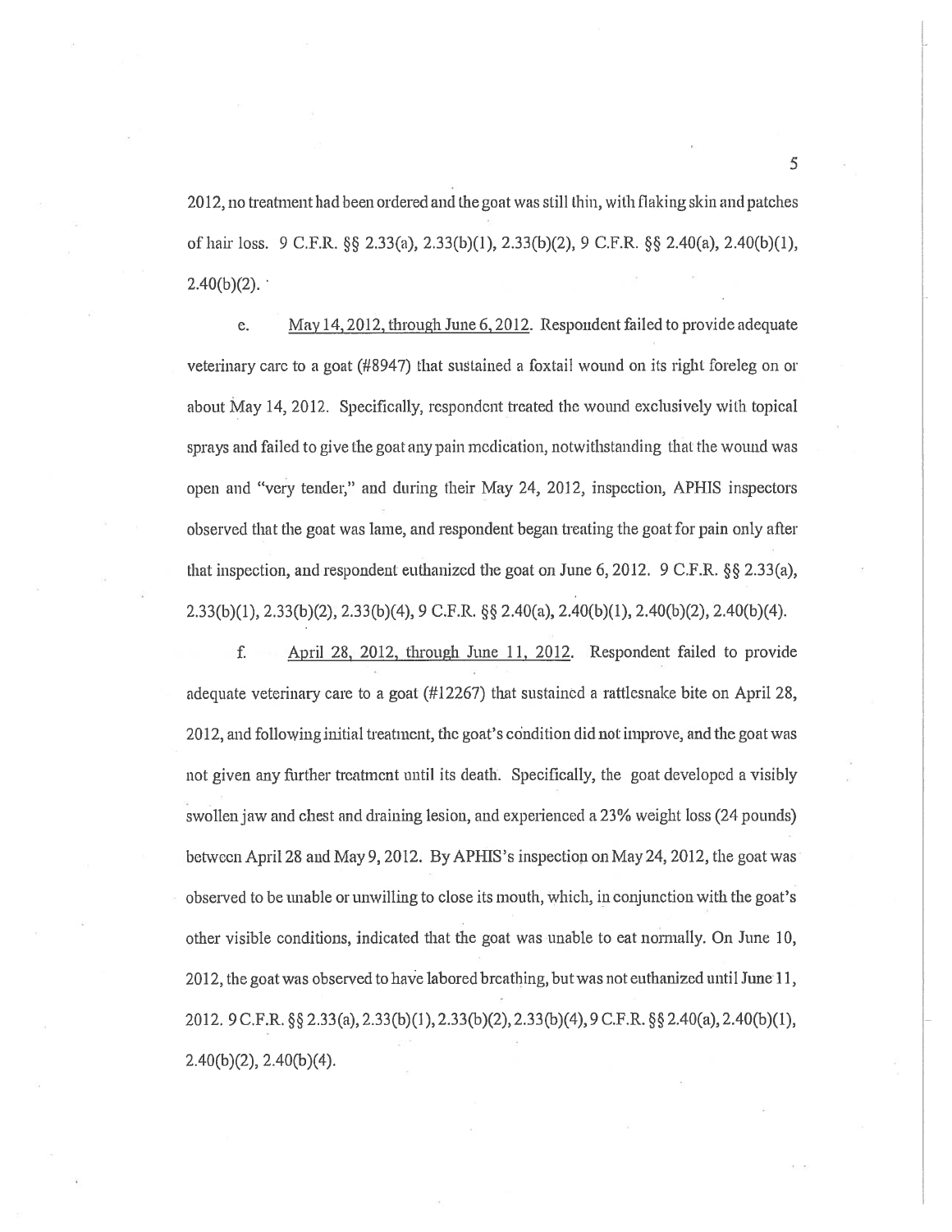2012, no treatment had been ordered and the goat was still thin, with flaking skin and patches of hair loss. 9 C.F.R. §§ 2.33(a), 2.33(b)(1), 2.33(b)(2), 9 C.F.R. §§ 2.40(a), 2.40(b)(1), 2.40(b)(2).

e. May 14, 2012, through June 6, 2012. Respondent failed to provide adequate veterinary care to a goat (#8947) that sustained a foxtail wound on its right foreleg on or about May 14, 2012. Specifically, respondent treated the wound exclusively with topical sprays and failed to give the goat any pain medication, notwithstanding that the wound was open and "very tender," and during their May 24, 2012, inspection, APHIS inspectors observed that the goat was lame, and respondent began treating the goat for pain only after that inspection, and respondent euthanized the goat on June 6, 2012. 9 C.F.R. §§ 2.33(a), 2.33(b)(1), 2.33(b)(2), 2.33(b)(4), 9 C.F.R. §§ 2.40(a), 2.40(b)(1), 2.40(b)(2), 2.40(b)(4).

f. April 28, 2012, through June 11, 2012. Respondent failed to provide adequate veterinary care to a goat (#12267) that sustained a rattlesnake bite on April 28, 2012, and following initial treatment, the goat's condition did not improve, and the goat was not given any further treatment until its death. Specifically, the goat developed a visibly swollen jaw and chest and draining lesion, and experienced a 23% weight loss (24 pounds) between April 28 and May 9, 2012. By APHIS's inspection on May 24, 2012, the goat was observed to be unable or unwilling to close its mouth, which, in conjunction with the goat's other visible conditions, indicated that the goat was unable to eat normally. On June 10, 2012, the goat was observed to have labored breathing, but was not euthanized until June 11, 2012. 9 C.F.R. §§ 2.33(a), 2.33(b)(1), 2.33(b)(2), 2.33(b)(4), 9 C.F.R. §§ 2.40(a), 2.40(b)(1), 2.40(b)(2), 2.40(b)(4).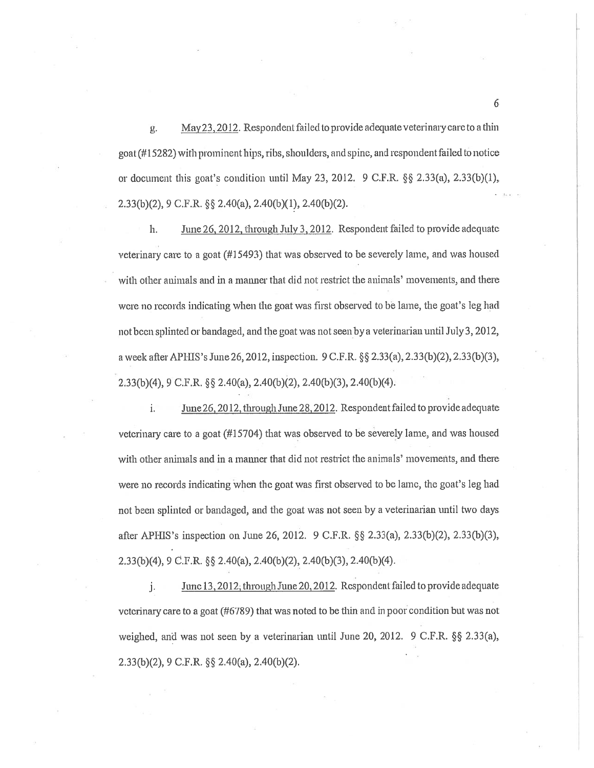g. <u>May 23, 2012</u>. Respondent failed to provide adequate veterinary care to a thin goat (#15282) with prominent hips, ribs, shoulders, and spine, and respondent failed to notice or document this goat's condition until May 23, 2012. 9 C.F.R. §§ 2.33(a), 2.33(b)(1), 2.33(b)(2), 9 C.F.R. §§ 2.40(a), 2.40(b)(1), 2.40(b)(2).

h. <u>June 26, 2012, through July 3, 2012</u>. Respondent failed to provide adequate veterinary care to a goat (#15493) that was observed to be severely lame, and was housed with other animals and in a manner that did not restrict the animals' movements, and there were no records indicating when the goat was first observed to be lame, the goat's leg had not been splinted or bandaged, and the goat was not seen by a veterinarian until July 3, 2012, a week after APHIS's June 26, 2012, inspection. 9 C.F.R. §§ 2.33(a), 2.33(b)(2), 2.33(b)(3), 2.33(b)(4), 9 C.F.R. §§ 2.40(a), 2.40(b)(2), 2.40(b)(3), 2.40(b)(4).

i. <u>June 26, 2012, through June 28, 2012</u>. Respondent failed to provide adequate veterinary care to a goat (#15704) that was observed to be severely lame, and was housed with other animals and in a manner that did not restrict the animals' movements, and there were no records indicating when the goat was first observed to be lame, the goat's leg had not been splinted or bandaged, and the goat was not seen by a veterinarian until two days after APHIS's inspection on June 26, 2012. 9 C.F.R. §§ 2.33(a), 2.33(b)(2), 2.33(b)(3), 2.33(b)(4), 9 C.F.R. §§ 2.40(a), 2.40(b)(2), 2.40(b)(3), 2.40(b)(4).

j. <u>June 13, 2012, through June 20, 2012</u>. Respondent failed to provide adequate veterinary care to a goat (#6789) that was noted to be thin and in poor condition but was not weighed, and was not seen by a veterinarian until June 20, 2012. 9 C.F.R. §§ 2.33(a), 2.33(b)(2), 9 C.F.R. §§ 2.40(a), 2.40(b)(2).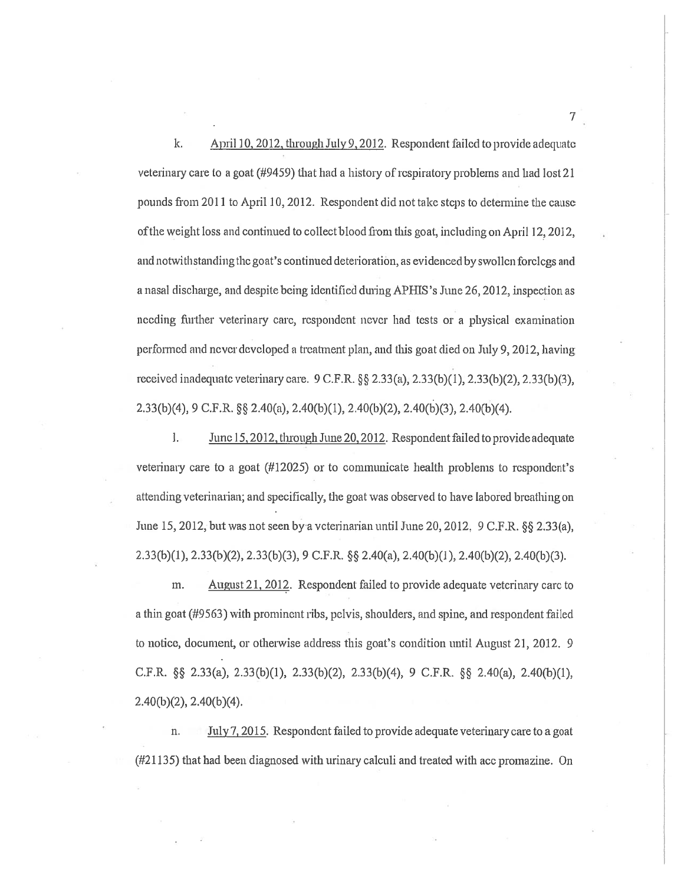k. April 10, 2012, through July 9, 2012. Respondent failed to provide adequate veterinary care to a goat (#9459) that had a history of respiratory problems and had lost 21 pounds from 2011 to April 10, 2012. Respondent did not take steps to determine the cause of the weight loss and continued to collect blood from this goat, including on April 12, 2012, and notwithstanding the goat's continued deterioration, as evidenced by swollen forelegs and a nasal discharge, and despite being identified during APHIS's June 26, 2012, inspection as needing further veterinary care, respondent never had tests or a physical examination performed and never developed a treatment plan, and this goat died on July 9, 2012, having received inadequate veterinary care. 9 C.F.R. §§ 2.33(a), 2.33(b)(1), 2.33(b)(2), 2.33(b)(3), 2.33(b)(4), 9 C.F.R. §§ 2.40(a), 2.40(b)(1), 2.40(b)(2), 2.40(b)(3), 2.40(b)(4).

l. June 15, 2012, through June 20, 2012. Respondent failed to provide adequate veterinary care to a goat (#12025) or to communicate health problems to respondent's attending veterinarian; and specifically, the goat was observed to have labored breathing on June 15, 2012, but was not seen by a veterinarian until June 20, 2012. 9 C.F.R. §§ 2.33(a), 2.33(b)(1), 2.33(b)(2), 2.33(b)(3), 9 C.F.R. §§ 2.40(a), 2.40(b)(1), 2.40(b)(2), 2.40(b)(3).

m. August 21, 2012. Respondent failed to provide adequate veterinary care to a thin goat (#9563) with prominent ribs, pelvis, shoulders, and spine, and respondent failed to notice, document, or otherwise address this goat's condition until August 21, 2012. 9 C.F.R. §§ 2.33(a), 2.33(b)(1), 2.33(b)(2), 2.33(b)(4), 9 C.F.R. §§ 2.40(a), 2.40(b)(1), 2.40(b)(2), 2.40(b)(4).

n. July 7, 2015. Respondent failed to provide adequate veterinary care to a goat (#21135) that had been diagnosed with urinary calculi and treated with ace promazine. On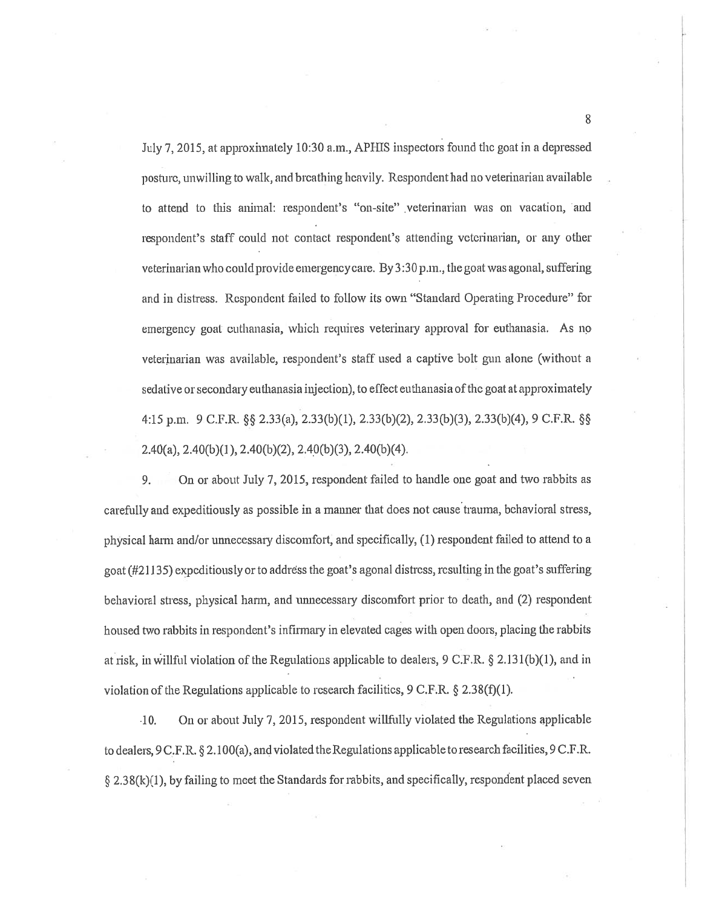July 7, 2015, at approximately 10:30 a.m., APHIS inspectors found the goat in a depressed posture, unwilling to walk, and breathing heavily. Respondent had no veterinarian available to attend to this animal: respondent's "on-site" veterinarian was on vacation, and respondent's staff could not contact respondent's attending veterinarian, or any other veterinarian who could provide emergency care. By 3:30 p.m., the goat was agonal, suffering and in distress. Respondent failed to follow its own "Standard Operating Procedure" for emergency goat euthanasia, which requires veterinary approval for euthanasia. As no veterinarian was available, respondent's staff used a captive bolt gun alone (without a sedative or secondary euthanasia injection), to effect euthanasia of the goat at approximately 4:15 p.m. 9 C.F.R. §§ 2.33(a), 2.33(b)(1), 2.33(b)(2), 2.33(b)(3), 2.33(b)(4), 9 C.F.R. §§ 2.40(a), 2.40(b)(1), 2.40(b)(2), 2.40(b)(3), 2.40(b)(4).

9. On or about July 7, 2015, respondent failed to handle one goat and two rabbits as carefully and expeditiously as possible in a manner that does not cause trauma, behavioral stress, physical harm and/or unnecessary discomfort, and specifically, (1) respondent failed to attend to a goat (#21135) expeditiously or to address the goat's agonal distress, resulting in the goat's suffering behavioral stress, physical harm, and unnecessary discomfort prior to death, and (2) respondent housed two rabbits in respondent's infirmary in elevated cages with open doors, placing the rabbits at risk, in willful violation of the Regulations applicable to dealers, 9 C.F.R. § 2.131(b)(1), and in violation of the Regulations applicable to research facilities, 9 C.F.R. § 2.38(f)(1).

10. On or about July 7, 2015, respondent willfully violated the Regulations applicable to dealers, 9 C.F.R. § 2.100(a), and violated the Regulations applicable to research facilities, 9 C.F.R. § 2.38(k)(1), by failing to meet the Standards for rabbits, and specifically, respondent placed seven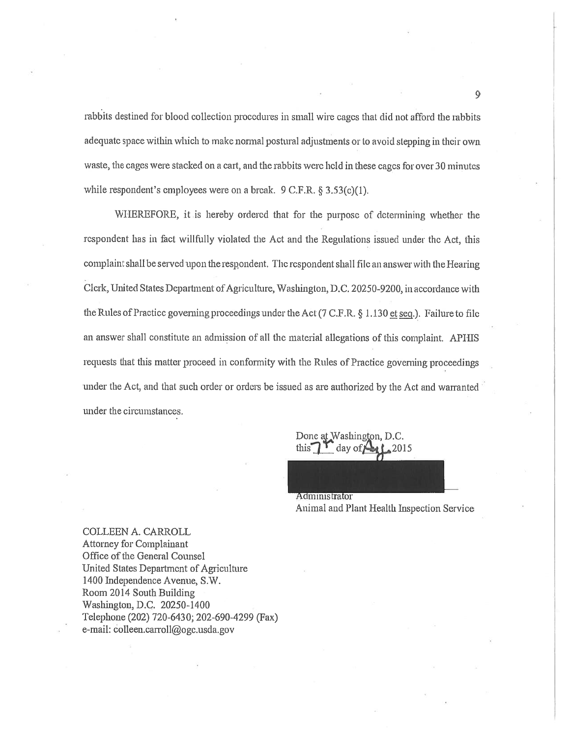rabbits destined for blood collection procedures in small wire cages that did not afford the rabbits adequate space within which to make normal postural adjustments or to avoid stepping in their own waste, the cages were stacked on a cart, and the rabbits were held in these cages for over 30 minutes while respondent's employees were on a break. 9 C.F.R. § 3.53(c)(1).

WHEREFORE, it is hereby ordered that for the purpose of determining whether the respondent has in fact willfully violated the Act and the Regulations issued under the Act, this complaint shall be served upon the respondent. The respondent shall file an answer with the Hearing Clerk, United States Department of Agriculture, Washington, D.C. 20250-9200, in accordance with the Rules of Practice governing proceedings under the Act (7 C.F.R. § 1.130 et seq.). Failure to file an answer shall constitute an admission of all the material allegations of this complaint. APHIS requests that this matter proceed in conformity with the Rules of Practice governing proceedings under the Act, and that such order or orders be issued as are authorized by the Act and warranted under the circumstances.

Done at Washington, D.C.
this 7th day of Aug, 2015

[REDACTED]
Administrator
Animal and Plant Health Inspection Service

COLLEEN A. CARROLL
Attorney for Complainant
Office of the General Counsel
United States Department of Agriculture
1400 Independence Avenue, S.W.
Room 2014 South Building
Washington, D.C. 20250-1400
Telephone (202) 720-6430; 202-690-4299 (Fax)
e-mail: colleen.carroll@ogc.usda.gov